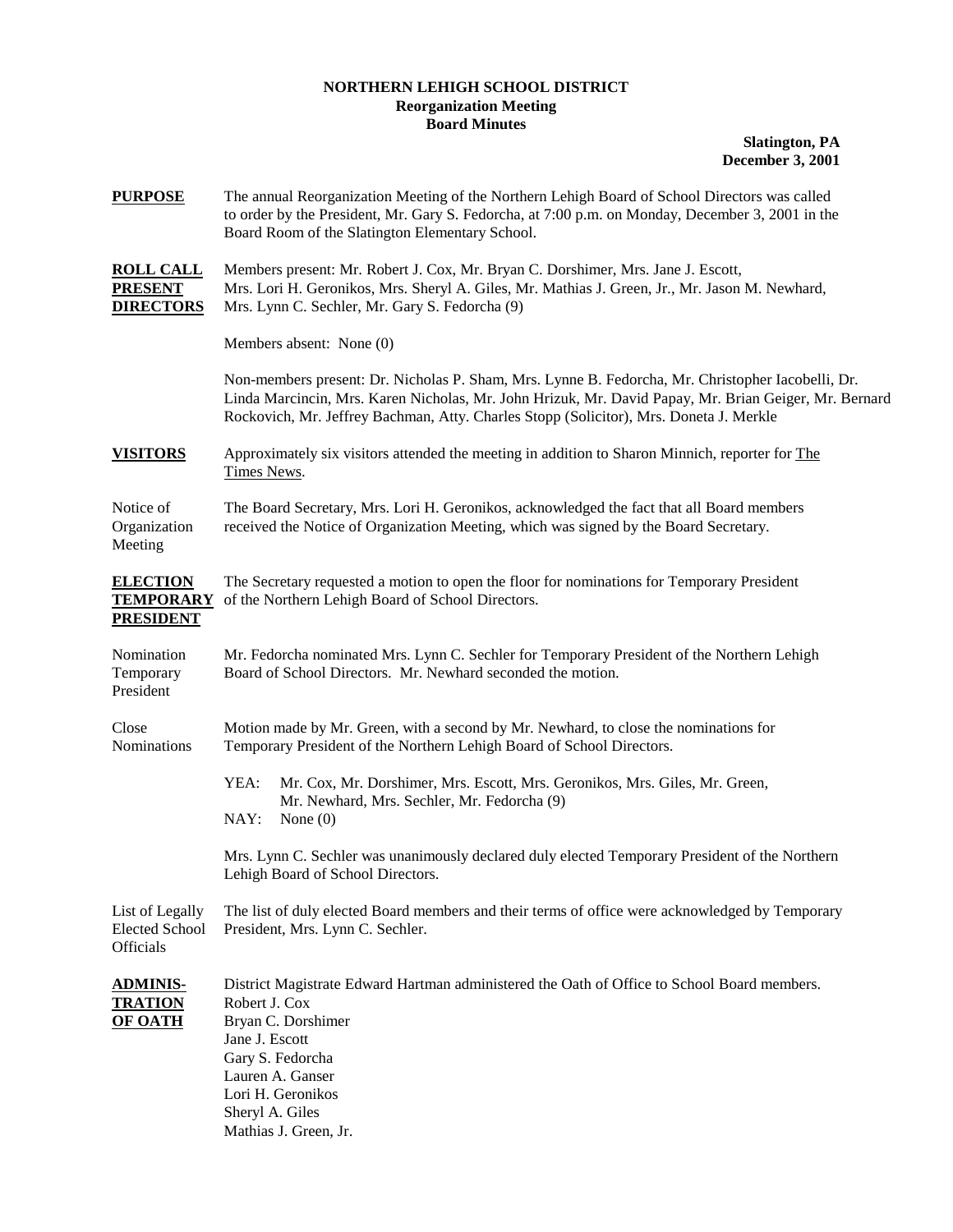# NORTHERN LEHIGH SCHOOL DISTRICT
## Reorganization Meeting
## Board Minutes

**Slatington, PA**
**December 3, 2001**

**PURPOSE**

The annual Reorganization Meeting of the Northern Lehigh Board of School Directors was called to order by the President, Mr. Gary S. Fedorcha, at 7:00 p.m. on Monday, December 3, 2001 in the Board Room of the Slatington Elementary School.

**ROLL CALL PRESENT DIRECTORS**

Members present: Mr. Robert J. Cox, Mr. Bryan C. Dorshimer, Mrs. Jane J. Escott, Mrs. Lori H. Geronikos, Mrs. Sheryl A. Giles, Mr. Mathias J. Green, Jr., Mr. Jason M. Newhard, Mrs. Lynn C. Sechler, Mr. Gary S. Fedorcha (9)

Members absent: None (0)

Non-members present: Dr. Nicholas P. Sham, Mrs. Lynne B. Fedorcha, Mr. Christopher Iacobelli, Dr. Linda Marcincin, Mrs. Karen Nicholas, Mr. John Hrizuk, Mr. David Papay, Mr. Brian Geiger, Mr. Bernard Rockovich, Mr. Jeffrey Bachman, Atty. Charles Stopp (Solicitor), Mrs. Doneta J. Merkle

**VISITORS**

Approximately six visitors attended the meeting in addition to Sharon Minnich, reporter for The Times News.

Notice of Organization Meeting

The Board Secretary, Mrs. Lori H. Geronikos, acknowledged the fact that all Board members received the Notice of Organization Meeting, which was signed by the Board Secretary.

**ELECTION TEMPORARY PRESIDENT**

The Secretary requested a motion to open the floor for nominations for Temporary President of the Northern Lehigh Board of School Directors.

Nomination Temporary President

Mr. Fedorcha nominated Mrs. Lynn C. Sechler for Temporary President of the Northern Lehigh Board of School Directors. Mr. Newhard seconded the motion.

Close Nominations

Motion made by Mr. Green, with a second by Mr. Newhard, to close the nominations for Temporary President of the Northern Lehigh Board of School Directors.

YEA: Mr. Cox, Mr. Dorshimer, Mrs. Escott, Mrs. Geronikos, Mrs. Giles, Mr. Green, Mr. Newhard, Mrs. Sechler, Mr. Fedorcha (9)
NAY: None (0)

Mrs. Lynn C. Sechler was unanimously declared duly elected Temporary President of the Northern Lehigh Board of School Directors.

List of Legally Elected School Officials

The list of duly elected Board members and their terms of office were acknowledged by Temporary President, Mrs. Lynn C. Sechler.

**ADMINISTRATION OF OATH**

District Magistrate Edward Hartman administered the Oath of Office to School Board members.

Robert J. Cox
Bryan C. Dorshimer
Jane J. Escott
Gary S. Fedorcha
Lauren A. Ganser
Lori H. Geronikos
Sheryl A. Giles
Mathias J. Green, Jr.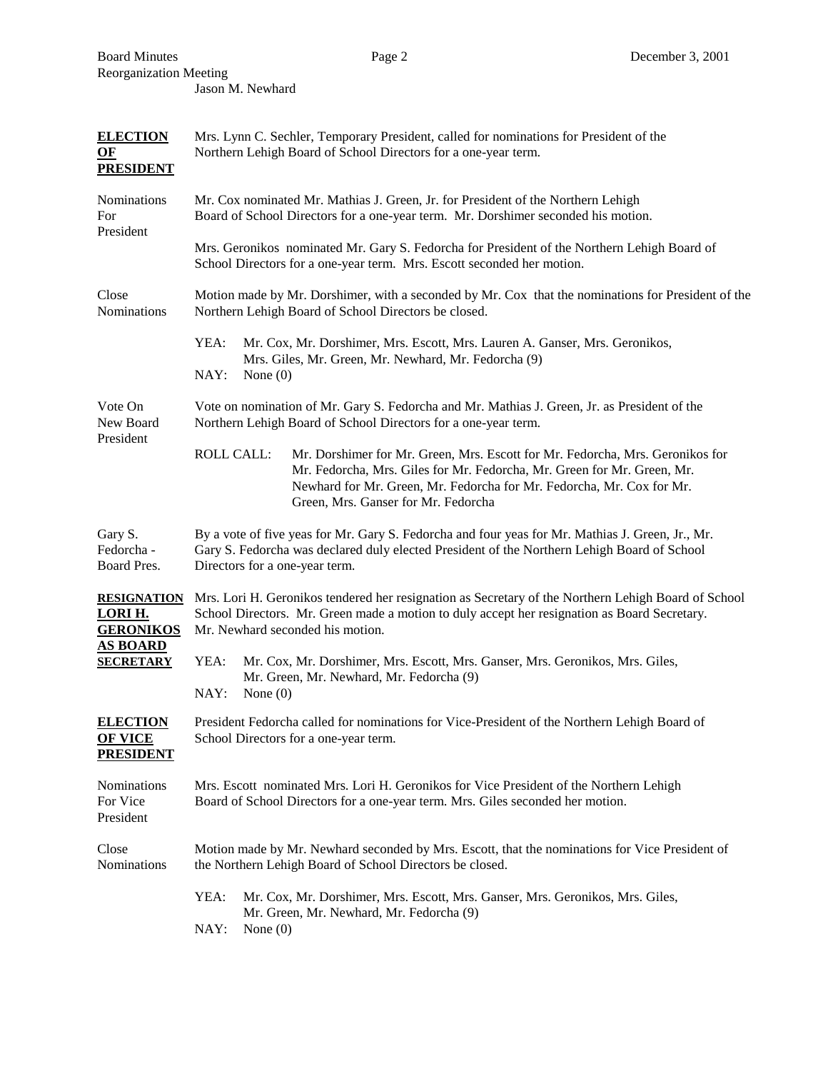Jason M. Newhard

**ELECTION OF PRESIDENT**

Mrs. Lynn C. Sechler, Temporary President, called for nominations for President of the Northern Lehigh Board of School Directors for a one-year term.

Nominations For President

Mr. Cox nominated Mr. Mathias J. Green, Jr. for President of the Northern Lehigh Board of School Directors for a one-year term. Mr. Dorshimer seconded his motion.

Mrs. Geronikos nominated Mr. Gary S. Fedorcha for President of the Northern Lehigh Board of School Directors for a one-year term. Mrs. Escott seconded her motion.

Close Nominations

Motion made by Mr. Dorshimer, with a seconded by Mr. Cox that the nominations for President of the Northern Lehigh Board of School Directors be closed.

YEA: Mr. Cox, Mr. Dorshimer, Mrs. Escott, Mrs. Lauren A. Ganser, Mrs. Geronikos, Mrs. Giles, Mr. Green, Mr. Newhard, Mr. Fedorcha (9)
NAY: None (0)

Vote On New Board President

Vote on nomination of Mr. Gary S. Fedorcha and Mr. Mathias J. Green, Jr. as President of the Northern Lehigh Board of School Directors for a one-year term.

ROLL CALL: Mr. Dorshimer for Mr. Green, Mrs. Escott for Mr. Fedorcha, Mrs. Geronikos for Mr. Fedorcha, Mrs. Giles for Mr. Fedorcha, Mr. Green for Mr. Green, Mr. Newhard for Mr. Green, Mr. Fedorcha for Mr. Fedorcha, Mr. Cox for Mr. Green, Mrs. Ganser for Mr. Fedorcha

Gary S. Fedorcha - Board Pres.

By a vote of five yeas for Mr. Gary S. Fedorcha and four yeas for Mr. Mathias J. Green, Jr., Mr. Gary S. Fedorcha was declared duly elected President of the Northern Lehigh Board of School Directors for a one-year term.

**RESIGNATION LORI H. GERONIKOS AS BOARD SECRETARY**

Mrs. Lori H. Geronikos tendered her resignation as Secretary of the Northern Lehigh Board of School School Directors. Mr. Green made a motion to duly accept her resignation as Board Secretary. Mr. Newhard seconded his motion.

YEA: Mr. Cox, Mr. Dorshimer, Mrs. Escott, Mrs. Ganser, Mrs. Geronikos, Mrs. Giles, Mr. Green, Mr. Newhard, Mr. Fedorcha (9)
NAY: None (0)

**ELECTION OF VICE PRESIDENT**

President Fedorcha called for nominations for Vice-President of the Northern Lehigh Board of School Directors for a one-year term.

Nominations For Vice President

Mrs. Escott nominated Mrs. Lori H. Geronikos for Vice President of the Northern Lehigh Board of School Directors for a one-year term. Mrs. Giles seconded her motion.

Close Nominations

Motion made by Mr. Newhard seconded by Mrs. Escott, that the nominations for Vice President of the Northern Lehigh Board of School Directors be closed.

YEA: Mr. Cox, Mr. Dorshimer, Mrs. Escott, Mrs. Ganser, Mrs. Geronikos, Mrs. Giles, Mr. Green, Mr. Newhard, Mr. Fedorcha (9)
NAY: None (0)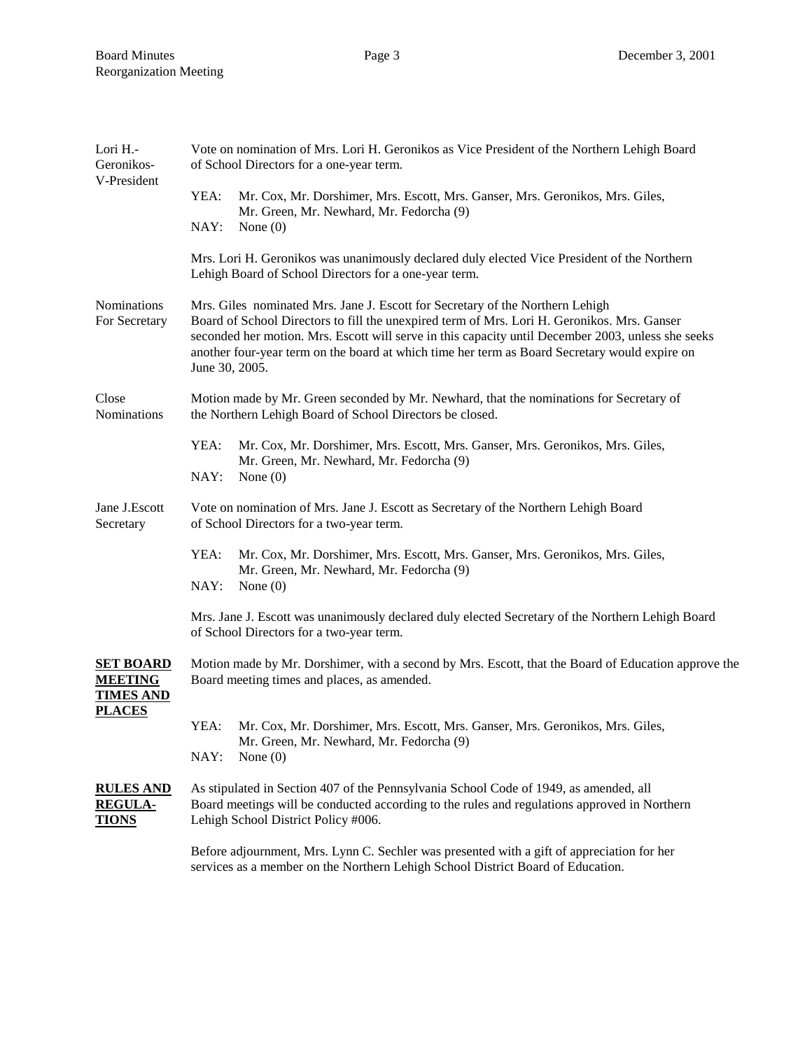**Lori H.-Geronikos-V-President**

Vote on nomination of Mrs. Lori H. Geronikos as Vice President of the Northern Lehigh Board of School Directors for a one-year term.

YEA: Mr. Cox, Mr. Dorshimer, Mrs. Escott, Mrs. Ganser, Mrs. Geronikos, Mrs. Giles, Mr. Green, Mr. Newhard, Mr. Fedorcha (9)
NAY: None (0)

Mrs. Lori H. Geronikos was unanimously declared duly elected Vice President of the Northern Lehigh Board of School Directors for a one-year term.

**Nominations For Secretary**

Mrs. Giles nominated Mrs. Jane J. Escott for Secretary of the Northern Lehigh Board of School Directors to fill the unexpired term of Mrs. Lori H. Geronikos. Mrs. Ganser seconded her motion. Mrs. Escott will serve in this capacity until December 2003, unless she seeks another four-year term on the board at which time her term as Board Secretary would expire on June 30, 2005.

**Close Nominations**

Motion made by Mr. Green seconded by Mr. Newhard, that the nominations for Secretary of the Northern Lehigh Board of School Directors be closed.

YEA: Mr. Cox, Mr. Dorshimer, Mrs. Escott, Mrs. Ganser, Mrs. Geronikos, Mrs. Giles, Mr. Green, Mr. Newhard, Mr. Fedorcha (9)
NAY: None (0)

**Jane J.Escott Secretary**

Vote on nomination of Mrs. Jane J. Escott as Secretary of the Northern Lehigh Board of School Directors for a two-year term.

YEA: Mr. Cox, Mr. Dorshimer, Mrs. Escott, Mrs. Ganser, Mrs. Geronikos, Mrs. Giles, Mr. Green, Mr. Newhard, Mr. Fedorcha (9)
NAY: None (0)

Mrs. Jane J. Escott was unanimously declared duly elected Secretary of the Northern Lehigh Board of School Directors for a two-year term.

**SET BOARD MEETING TIMES AND PLACES**

Motion made by Mr. Dorshimer, with a second by Mrs. Escott, that the Board of Education approve the Board meeting times and places, as amended.

YEA: Mr. Cox, Mr. Dorshimer, Mrs. Escott, Mrs. Ganser, Mrs. Geronikos, Mrs. Giles, Mr. Green, Mr. Newhard, Mr. Fedorcha (9)
NAY: None (0)

**RULES AND REGULATIONS**

As stipulated in Section 407 of the Pennsylvania School Code of 1949, as amended, all Board meetings will be conducted according to the rules and regulations approved in Northern Lehigh School District Policy #006.

Before adjournment, Mrs. Lynn C. Sechler was presented with a gift of appreciation for her services as a member on the Northern Lehigh School District Board of Education.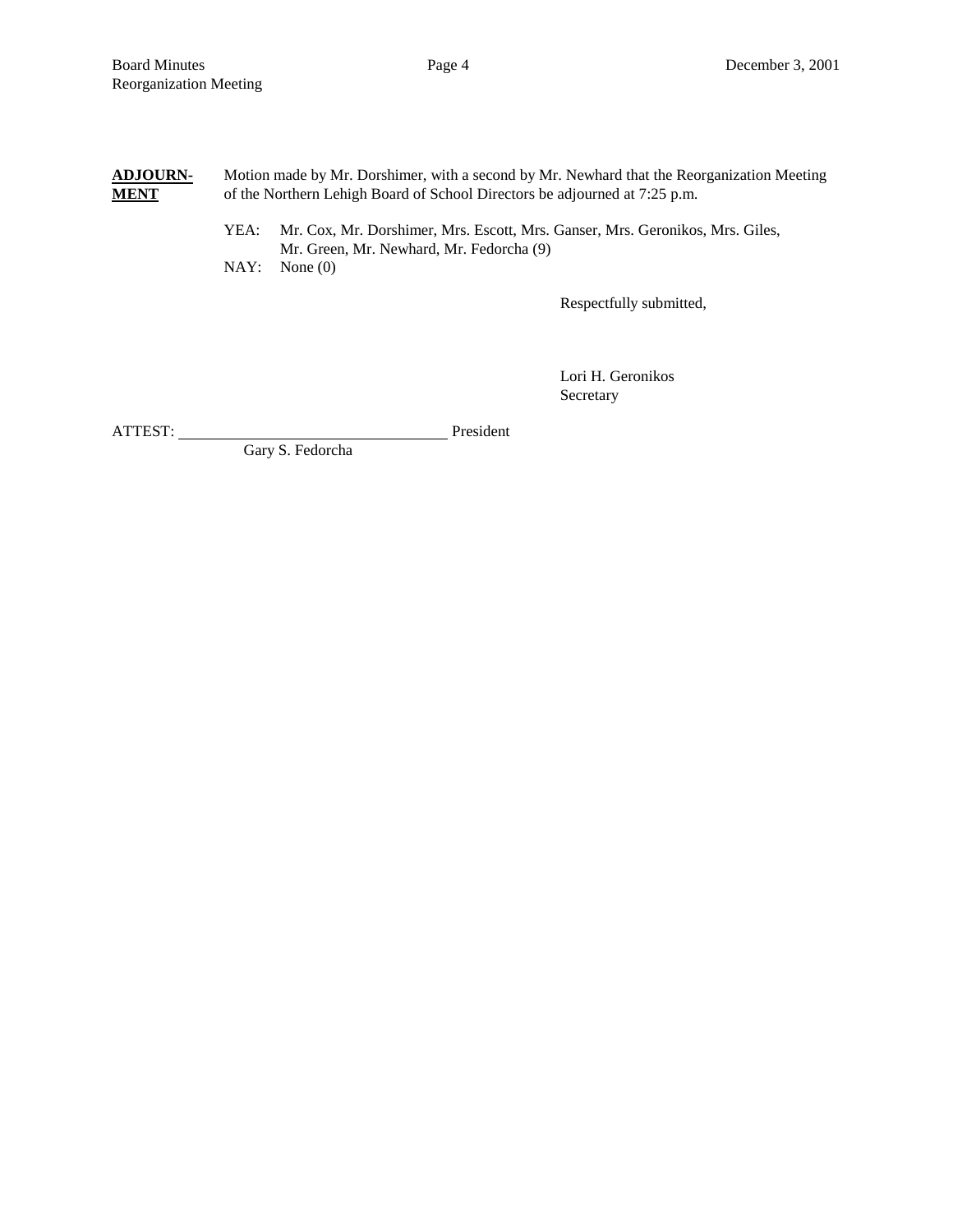**ADJOURNMENT**

Motion made by Mr. Dorshimer, with a second by Mr. Newhard that the Reorganization Meeting of the Northern Lehigh Board of School Directors be adjourned at 7:25 p.m.

YEA: Mr. Cox, Mr. Dorshimer, Mrs. Escott, Mrs. Ganser, Mrs. Geronikos, Mrs. Giles, Mr. Green, Mr. Newhard, Mr. Fedorcha (9)
NAY: None (0)

Respectfully submitted,

Lori H. Geronikos
Secretary

ATTEST: ________________________________ President
Gary S. Fedorcha